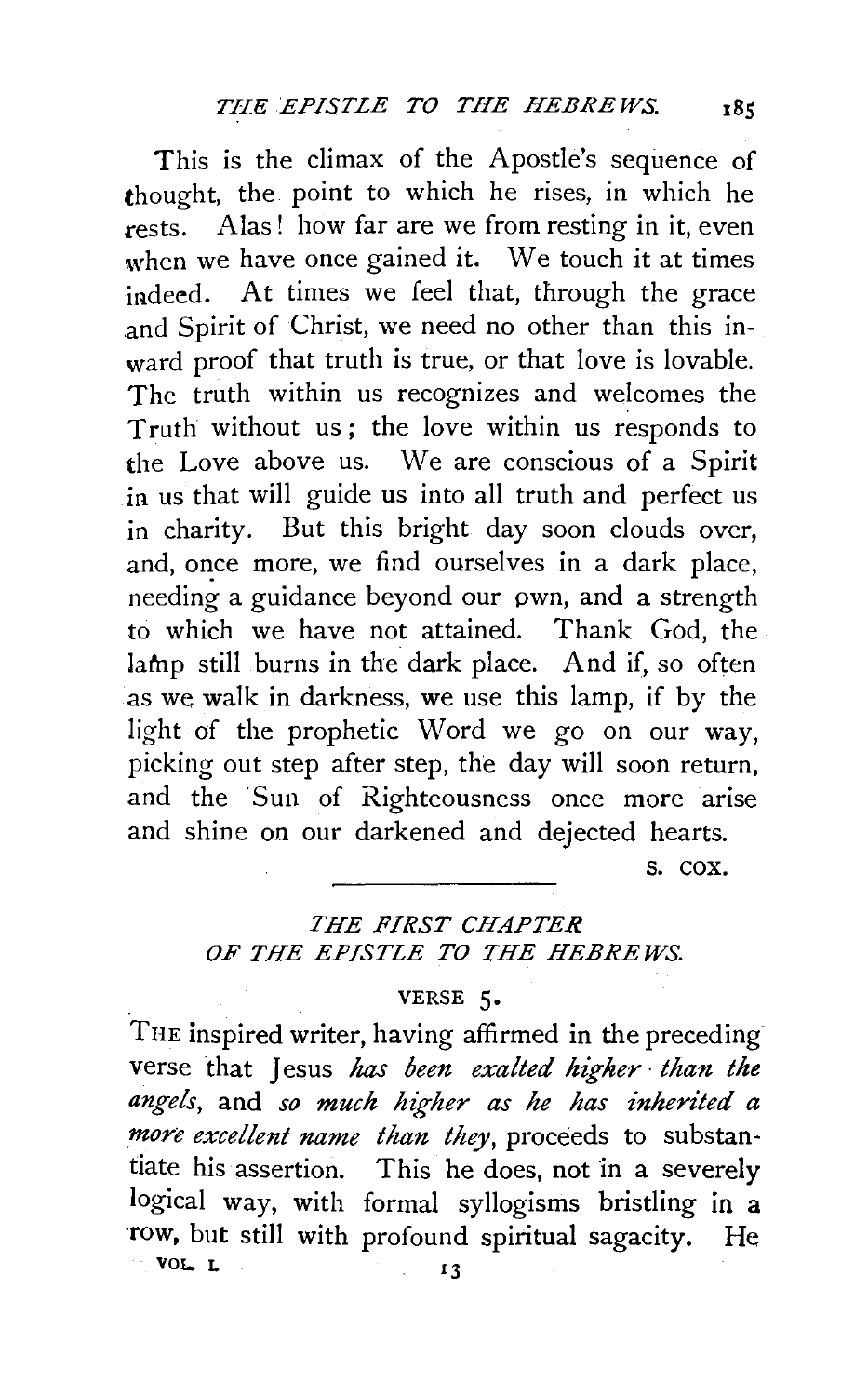This is the climax of the Apostle's sequence of thought, the point to which he rises, in which he rests. Alas! how far are we from resting in it, even when we have once gained it. We touch it at times indeed. At times we feel that, through the grace and Spirit of Christ, we need no other than this inward proof that truth is true, or that love is lovable. The truth within us recognizes and welcomes the Truth without us; the love within us responds to the Love above us. We are conscious of a Spirit in us that will guide us into all truth and perfect us in charity. But this bright day soon clouds over, and, once more, we find ourselves in a dark place, needing a guidance beyond our own, and a strength to which we have not attained. Thank God, the lamp still burns in the dark place. And if, so often as we walk in darkness, we use this lamp, if by the light of the prophetic Word we go on our way, picking out step after step, the day will soon return, and the Sun of Righteousness once more arise and shine on our darkened and dejected hearts.

S. COX.

---

## *THE FIRST CHAPTER OF THE EPISTLE TO THE HEBREWS.*

### VERSE 5.

THE inspired writer, having affirmed in the preceding verse that Jesus *has been exalted higher than the angels*, and *so much higher as he has inherited a more excellent name than they*, proceeds to substantiate his assertion. This he does, not in a severely logical way, with formal syllogisms bristling in a row, but still with profound spiritual sagacity. He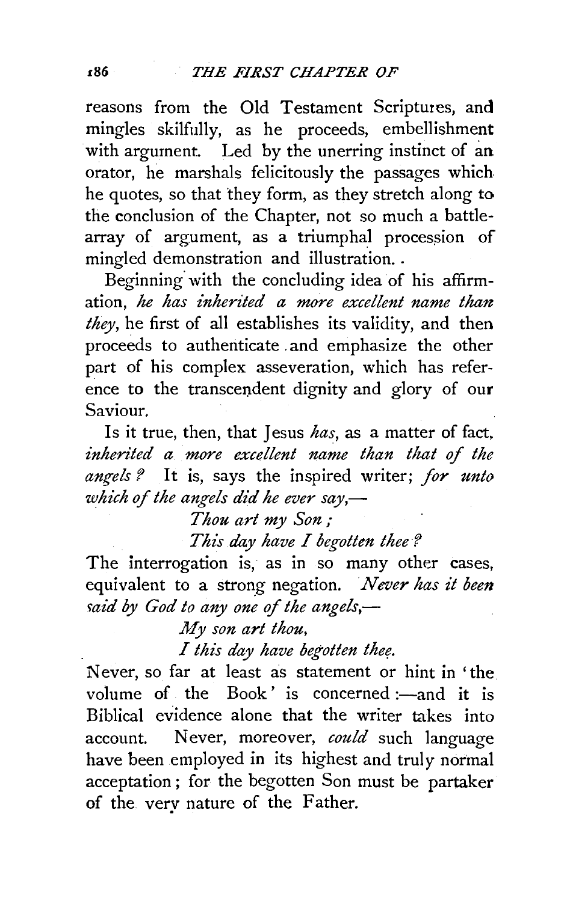reasons from the Old Testament Scriptures, and mingles skilfully, as he proceeds, embellishment with argument. Led by the unerring instinct of an orator, he marshals felicitously the passages which he quotes, so that they form, as they stretch along to the conclusion of the Chapter, not so much a battle-array of argument, as a triumphal procession of mingled demonstration and illustration.

Beginning with the concluding idea of his affirmation, *he has inherited a more excellent name than they*, he first of all establishes its validity, and then proceeds to authenticate and emphasize the other part of his complex asseveration, which has reference to the transcendent dignity and glory of our Saviour.

Is it true, then, that Jesus *has*, as a matter of fact, *inherited a more excellent name than that of the angels?* It is, says the inspired writer; *for unto which of the angels did he ever say,—*

> *Thou art my Son;*
> *This day have I begotten thee?*

The interrogation is, as in so many other cases, equivalent to a strong negation. *Never has it been said by God to any one of the angels,—*

> *My son art thou,*
> *I this day have begotten thee.*

Never, so far at least as statement or hint in 'the volume of the Book' is concerned:—and it is Biblical evidence alone that the writer takes into account. Never, moreover, *could* such language have been employed in its highest and truly normal acceptation; for the begotten Son must be partaker of the very nature of the Father.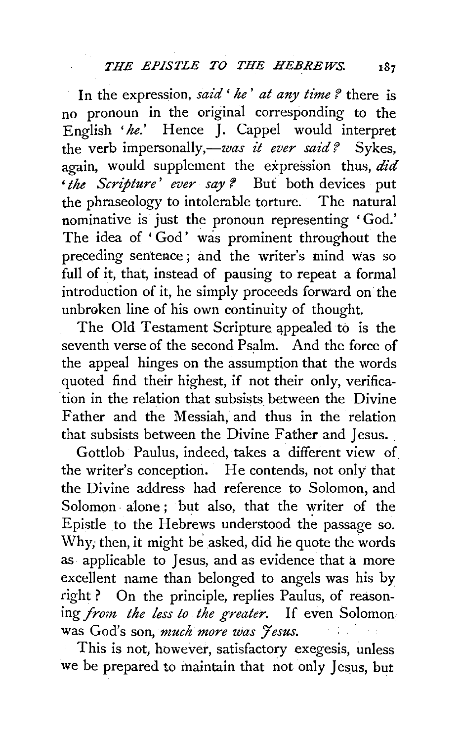In the expression, *said 'he' at any time?* there is no pronoun in the original corresponding to the English '*he*.' Hence J. Cappel would interpret the verb impersonally,—*was it ever said?* Sykes, again, would supplement the expression thus, *did 'the Scripture' ever say?* But both devices put the phraseology to intolerable torture. The natural nominative is just the pronoun representing 'God.' The idea of 'God' was prominent throughout the preceding sentence; and the writer's mind was so full of it, that, instead of pausing to repeat a formal introduction of it, he simply proceeds forward on the unbroken line of his own continuity of thought.

The Old Testament Scripture appealed to is the seventh verse of the second Psalm. And the force of the appeal hinges on the assumption that the words quoted find their highest, if not their only, verification in the relation that subsists between the Divine Father and the Messiah, and thus in the relation that subsists between the Divine Father and Jesus.

Gottlob Paulus, indeed, takes a different view of the writer's conception. He contends, not only that the Divine address had reference to Solomon, and Solomon alone; but also, that the writer of the Epistle to the Hebrews understood the passage so. Why, then, it might be asked, did he quote the words as applicable to Jesus, and as evidence that a more excellent name than belonged to angels was his by right? On the principle, replies Paulus, of reasoning *from the less to the greater*. If even Solomon was God's son, *much more was Jesus.*

This is not, however, satisfactory exegesis, unless we be prepared to maintain that not only Jesus, but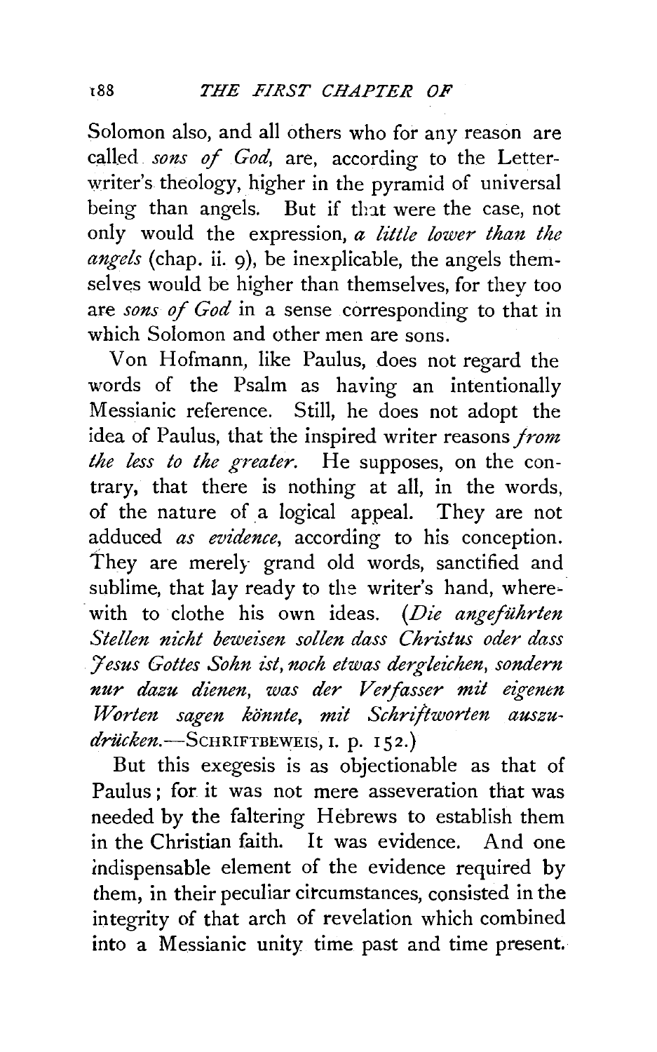Solomon also, and all others who for any reason are called *sons of God*, are, according to the Letter-writer's theology, higher in the pyramid of universal being than angels. But if that were the case, not only would the expression, *a little lower than the angels* (chap. ii. 9), be inexplicable, the angels themselves would be higher than themselves, for they too are *sons of God* in a sense corresponding to that in which Solomon and other men are sons.

Von Hofmann, like Paulus, does not regard the words of the Psalm as having an intentionally Messianic reference. Still, he does not adopt the idea of Paulus, that the inspired writer reasons *from the less to the greater*. He supposes, on the contrary, that there is nothing at all, in the words, of the nature of a logical appeal. They are not adduced *as evidence*, according to his conception. They are merely grand old words, sanctified and sublime, that lay ready to the writer's hand, wherewith to clothe his own ideas. (*Die angeführten Stellen nicht beweisen sollen dass Christus oder dass Jesus Gottes Sohn ist, noch etwas dergleichen, sondern nur dazu dienen, was der Verfasser mit eigenen Worten sagen könnte, mit Schriftworten auszudrücken.*—SCHRIFTBEWEIS, I. p. 152.)

But this exegesis is as objectionable as that of Paulus; for it was not mere asseveration that was needed by the faltering Hebrews to establish them in the Christian faith. It was evidence. And one indispensable element of the evidence required by them, in their peculiar circumstances, consisted in the integrity of that arch of revelation which combined into a Messianic unity time past and time present.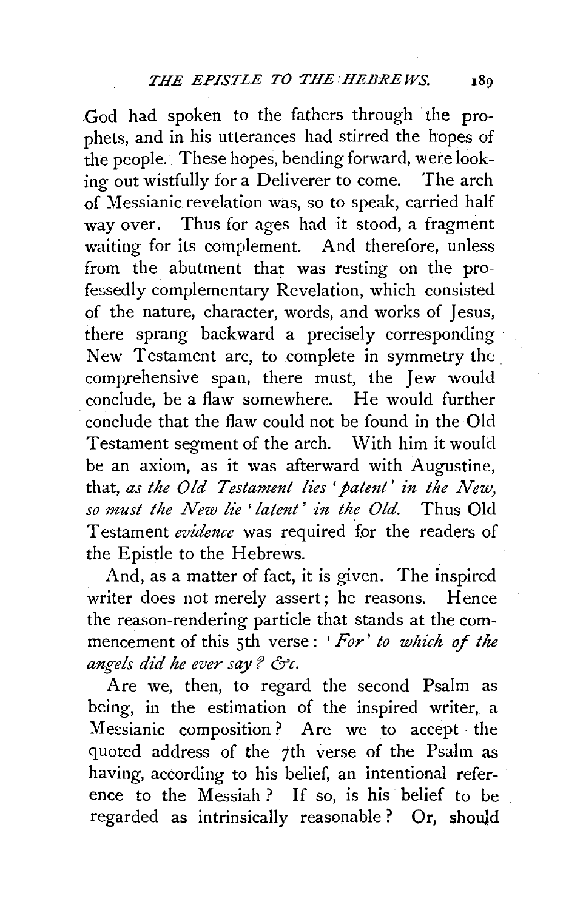God had spoken to the fathers through the prophets, and in his utterances had stirred the hopes of the people. These hopes, bending forward, were looking out wistfully for a Deliverer to come. The arch of Messianic revelation was, so to speak, carried half way over. Thus for ages had it stood, a fragment waiting for its complement. And therefore, unless from the abutment that was resting on the professedly complementary Revelation, which consisted of the nature, character, words, and works of Jesus, there sprang backward a precisely corresponding New Testament arc, to complete in symmetry the comprehensive span, there must, the Jew would conclude, be a flaw somewhere. He would further conclude that the flaw could not be found in the Old Testament segment of the arch. With him it would be an axiom, as it was afterward with Augustine, that, *as the Old Testament lies 'patent' in the New, so must the New lie 'latent' in the Old.* Thus Old Testament *evidence* was required for the readers of the Epistle to the Hebrews.

And, as a matter of fact, it is given. The inspired writer does not merely assert; he reasons. Hence the reason-rendering particle that stands at the commencement of this 5th verse: *'For' to which of the angels did he ever say? &c.*

Are we, then, to regard the second Psalm as being, in the estimation of the inspired writer, a Messianic composition? Are we to accept the quoted address of the 7th verse of the Psalm as having, according to his belief, an intentional reference to the Messiah? If so, is his belief to be regarded as intrinsically reasonable? Or, should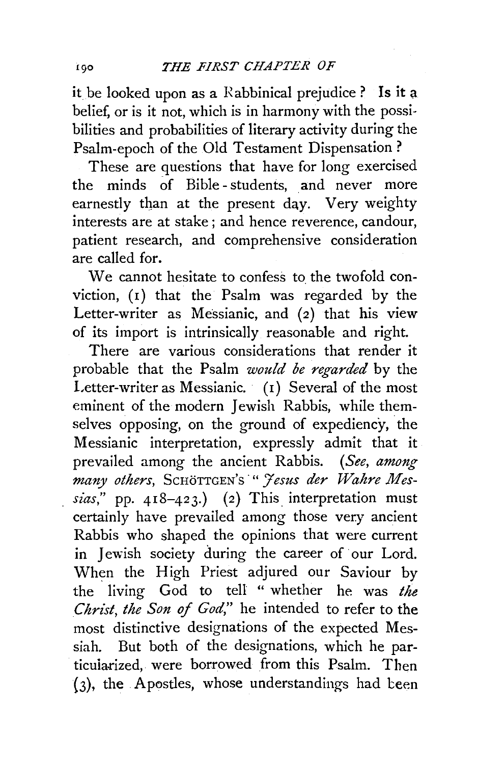it be looked upon as a Rabbinical prejudice? Is it a belief, or is it not, which is in harmony with the possibilities and probabilities of literary activity during the Psalm-epoch of the Old Testament Dispensation?

These are questions that have for long exercised the minds of Bible-students, and never more earnestly than at the present day. Very weighty interests are at stake; and hence reverence, candour, patient research, and comprehensive consideration are called for.

We cannot hesitate to confess to the twofold conviction, (1) that the Psalm was regarded by the Letter-writer as Messianic, and (2) that his view of its import is intrinsically reasonable and right.

There are various considerations that render it probable that the Psalm *would be regarded* by the Letter-writer as Messianic. (1) Several of the most eminent of the modern Jewish Rabbis, while themselves opposing, on the ground of expediency, the Messianic interpretation, expressly admit that it prevailed among the ancient Rabbis. (*See, among many others,* SCHÖTTGEN'S "*Jesus der Wahre Messias,*" pp. 418–423.) (2) This interpretation must certainly have prevailed among those very ancient Rabbis who shaped the opinions that were current in Jewish society during the career of our Lord. When the High Priest adjured our Saviour by the living God to tell "whether he was *the Christ, the Son of God,*" he intended to refer to the most distinctive designations of the expected Messiah. But both of the designations, which he particularized, were borrowed from this Psalm. Then (3), the Apostles, whose understandings had been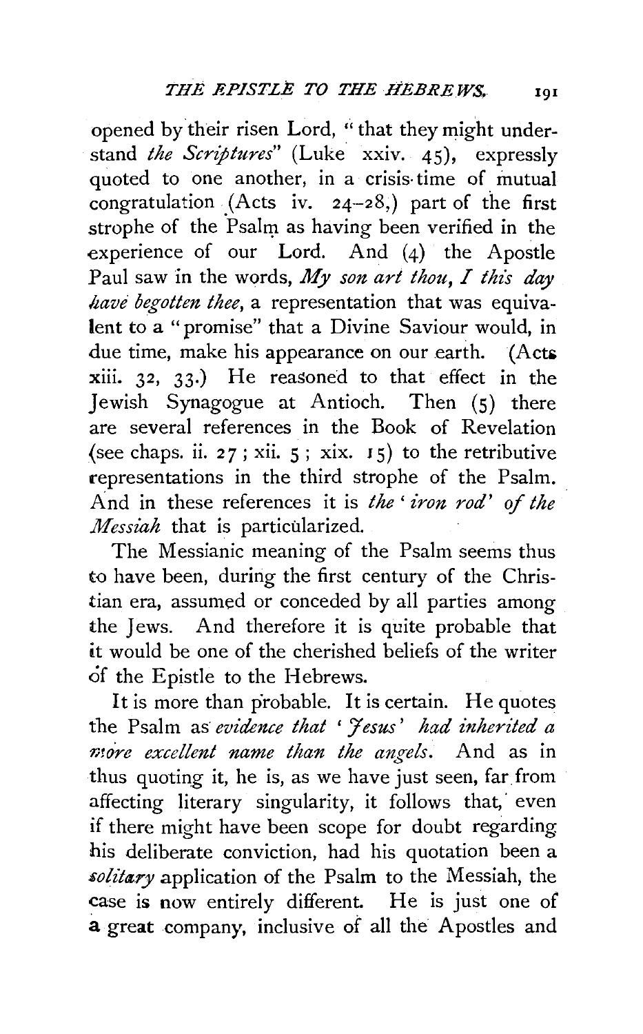opened by their risen Lord, "that they might understand *the Scriptures*" (Luke xxiv. 45), expressly quoted to one another, in a crisis-time of mutual congratulation (Acts iv. 24–28,) part of the first strophe of the Psalm as having been verified in the experience of our Lord. And (4) the Apostle Paul saw in the words, *My son art thou, I this day have begotten thee*, a representation that was equivalent to a "promise" that a Divine Saviour would, in due time, make his appearance on our earth. (Acts xiii. 32, 33.) He reasoned to that effect in the Jewish Synagogue at Antioch. Then (5) there are several references in the Book of Revelation (see chaps. ii. 27; xii. 5; xix. 15) to the retributive representations in the third strophe of the Psalm. And in these references it is *the 'iron rod' of the Messiah* that is particularized.

The Messianic meaning of the Psalm seems thus to have been, during the first century of the Christian era, assumed or conceded by all parties among the Jews. And therefore it is quite probable that it would be one of the cherished beliefs of the writer of the Epistle to the Hebrews.

It is more than probable. It is certain. He quotes the Psalm as *evidence that 'Jesus' had inherited a more excellent name than the angels*. And as in thus quoting it, he is, as we have just seen, far from affecting literary singularity, it follows that, even if there might have been scope for doubt regarding his deliberate conviction, had his quotation been a *solitary* application of the Psalm to the Messiah, the case is now entirely different. He is just one of a great company, inclusive of all the Apostles and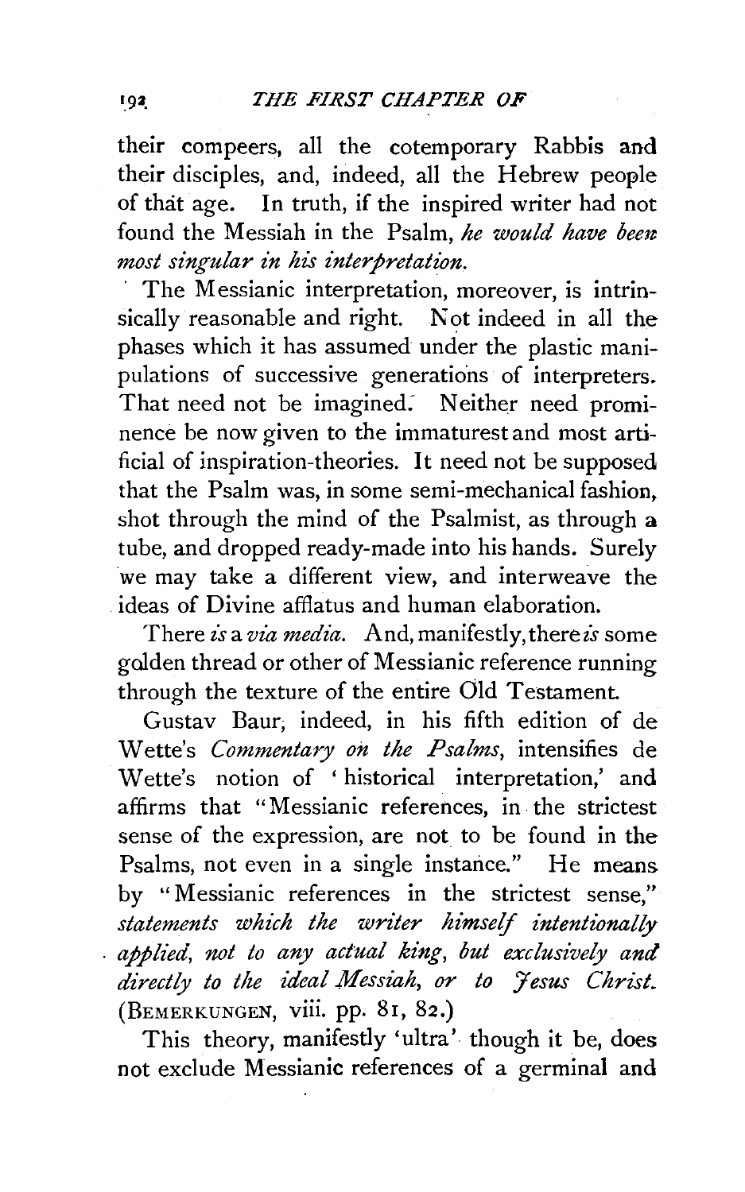their compeers, all the cotemporary Rabbis and their disciples, and, indeed, all the Hebrew people of that age. In truth, if the inspired writer had not found the Messiah in the Psalm, *he would have been most singular in his interpretation.*

The Messianic interpretation, moreover, is intrinsically reasonable and right. Not indeed in all the phases which it has assumed under the plastic manipulations of successive generations of interpreters. That need not be imagined. Neither need prominence be now given to the immaturest and most artificial of inspiration-theories. It need not be supposed that the Psalm was, in some semi-mechanical fashion, shot through the mind of the Psalmist, as through a tube, and dropped ready-made into his hands. Surely we may take a different view, and interweave the ideas of Divine afflatus and human elaboration.

There *is* a *via media*. And, manifestly, there *is* some golden thread or other of Messianic reference running through the texture of the entire Old Testament.

Gustav Baur, indeed, in his fifth edition of de Wette's *Commentary on the Psalms*, intensifies de Wette's notion of 'historical interpretation,' and affirms that "Messianic references, in the strictest sense of the expression, are not to be found in the Psalms, not even in a single instance." He means by "Messianic references in the strictest sense," *statements which the writer himself intentionally applied, not to any actual king, but exclusively and directly to the ideal Messiah, or to Jesus Christ.* (BEMERKUNGEN, viii. pp. 81, 82.)

This theory, manifestly 'ultra' though it be, does not exclude Messianic references of a germinal and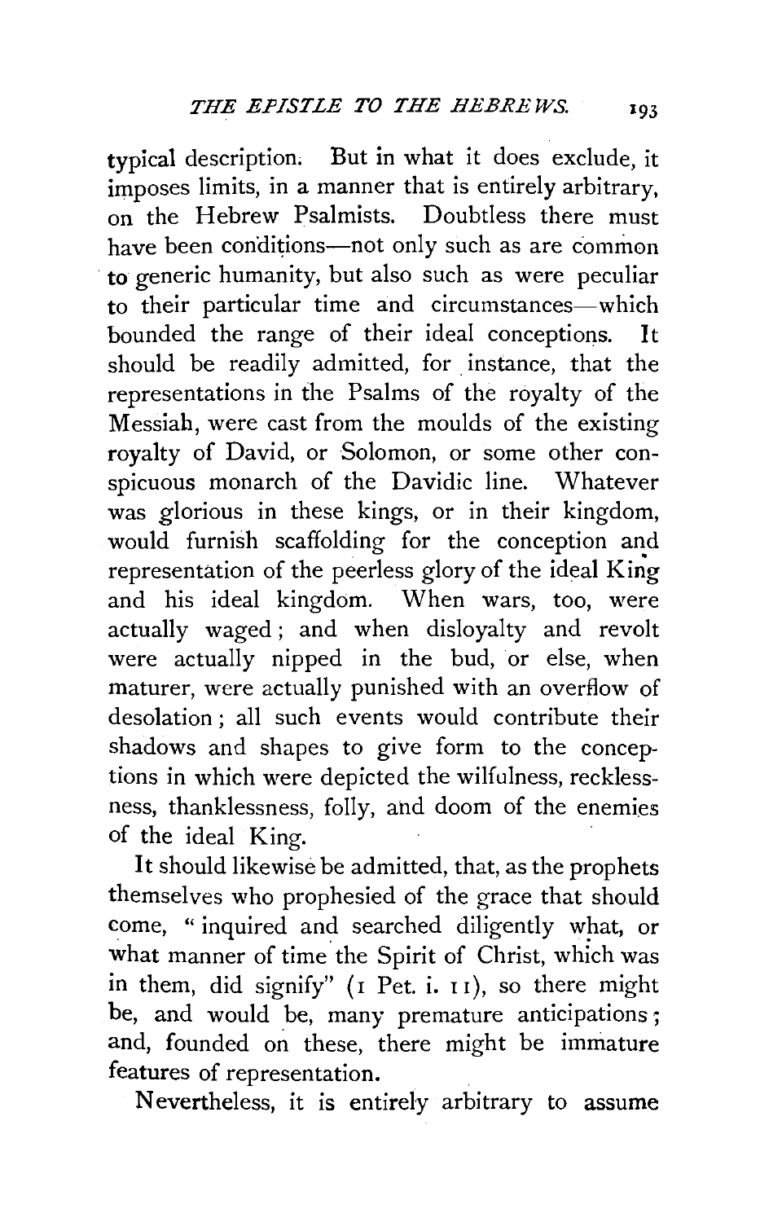typical description. But in what it does exclude, it imposes limits, in a manner that is entirely arbitrary, on the Hebrew Psalmists. Doubtless there must have been conditions—not only such as are common to generic humanity, but also such as were peculiar to their particular time and circumstances—which bounded the range of their ideal conceptions. It should be readily admitted, for instance, that the representations in the Psalms of the royalty of the Messiah, were cast from the moulds of the existing royalty of David, or Solomon, or some other conspicuous monarch of the Davidic line. Whatever was glorious in these kings, or in their kingdom, would furnish scaffolding for the conception and representation of the peerless glory of the ideal King and his ideal kingdom. When wars, too, were actually waged; and when disloyalty and revolt were actually nipped in the bud, or else, when maturer, were actually punished with an overflow of desolation; all such events would contribute their shadows and shapes to give form to the conceptions in which were depicted the wilfulness, recklessness, thanklessness, folly, and doom of the enemies of the ideal King.

It should likewise be admitted, that, as the prophets themselves who prophesied of the grace that should come, "inquired and searched diligently what, or what manner of time the Spirit of Christ, which was in them, did signify" (1 Pet. i. 11), so there might be, and would be, many premature anticipations; and, founded on these, there might be immature features of representation.

Nevertheless, it is entirely arbitrary to assume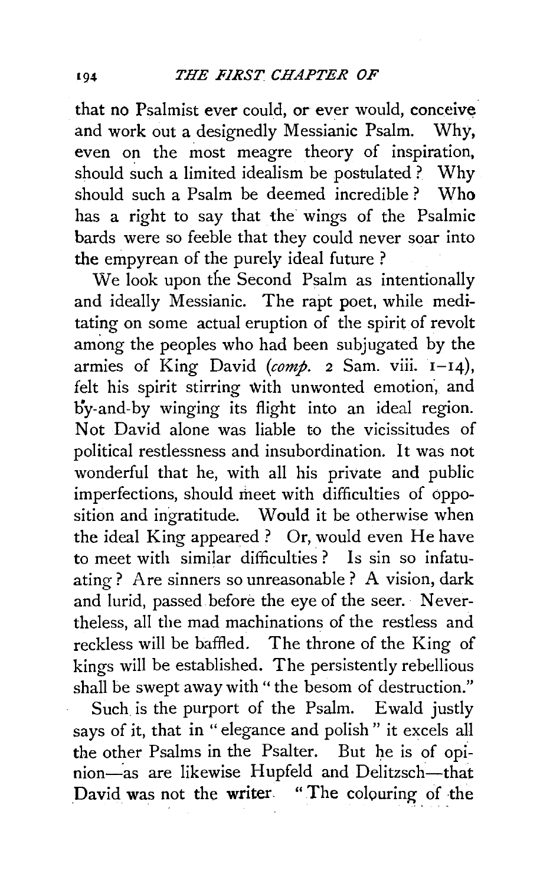that no Psalmist ever could, or ever would, conceive and work out a designedly Messianic Psalm. Why, even on the most meagre theory of inspiration, should such a limited idealism be postulated? Why should such a Psalm be deemed incredible? Who has a right to say that the wings of the Psalmic bards were so feeble that they could never soar into the empyrean of the purely ideal future?

We look upon the Second Psalm as intentionally and ideally Messianic. The rapt poet, while meditating on some actual eruption of the spirit of revolt among the peoples who had been subjugated by the armies of King David (*comp.* 2 Sam. viii. 1–14), felt his spirit stirring with unwonted emotion, and by-and-by winging its flight into an ideal region. Not David alone was liable to the vicissitudes of political restlessness and insubordination. It was not wonderful that he, with all his private and public imperfections, should meet with difficulties of opposition and ingratitude. Would it be otherwise when the ideal King appeared? Or, would even He have to meet with similar difficulties? Is sin so infatuating? Are sinners so unreasonable? A vision, dark and lurid, passed before the eye of the seer. Nevertheless, all the mad machinations of the restless and reckless will be baffled. The throne of the King of kings will be established. The persistently rebellious shall be swept away with "the besom of destruction."

Such is the purport of the Psalm. Ewald justly says of it, that in "elegance and polish" it excels all the other Psalms in the Psalter. But he is of opinion—as are likewise Hupfeld and Delitzsch—that David was not the writer. "The colouring of the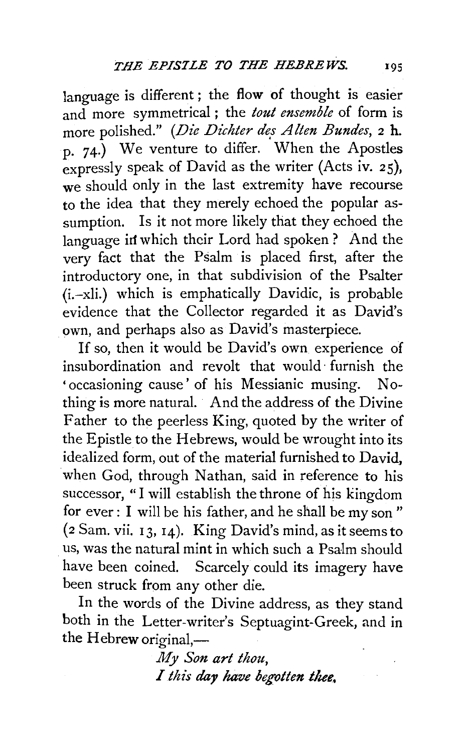language is different; the flow of thought is easier and more symmetrical; the *tout ensemble* of form is more polished." (*Die Dichter des Alten Bundes*, 2 h. p. 74.) We venture to differ. When the Apostles expressly speak of David as the writer (Acts iv. 25), we should only in the last extremity have recourse to the idea that they merely echoed the popular assumption. Is it not more likely that they echoed the language in which their Lord had spoken? And the very fact that the Psalm is placed first, after the introductory one, in that subdivision of the Psalter (i.–xli.) which is emphatically Davidic, is probable evidence that the Collector regarded it as David's own, and perhaps also as David's masterpiece.

If so, then it would be David's own experience of insubordination and revolt that would furnish the 'occasioning cause' of his Messianic musing. Nothing is more natural. And the address of the Divine Father to the peerless King, quoted by the writer of the Epistle to the Hebrews, would be wrought into its idealized form, out of the material furnished to David, when God, through Nathan, said in reference to his successor, "I will establish the throne of his kingdom for ever: I will be his father, and he shall be my son" (2 Sam. vii. 13, 14). King David's mind, as it seems to us, was the natural mint in which such a Psalm should have been coined. Scarcely could its imagery have been struck from any other die.

In the words of the Divine address, as they stand both in the Letter-writer's Septuagint-Greek, and in the Hebrew original,—

> *My Son art thou,*
> *I this day have begotten thee.*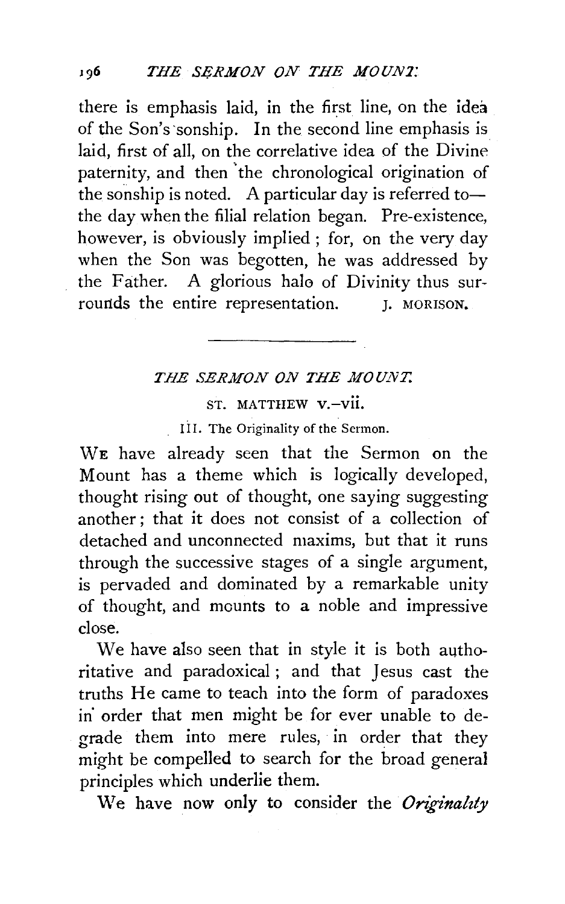there is emphasis laid, in the first line, on the idea of the Son's sonship. In the second line emphasis is laid, first of all, on the correlative idea of the Divine paternity, and then the chronological origination of the sonship is noted. A particular day is referred to—the day when the filial relation began. Pre-existence, however, is obviously implied; for, on the very day when the Son was begotten, he was addressed by the Father. A glorious halo of Divinity thus surrounds the entire representation. J. MORISON.

---

## *THE SERMON ON THE MOUNT.*

### ST. MATTHEW V.–VII.

#### III. The Originality of the Sermon.

WE have already seen that the Sermon on the Mount has a theme which is logically developed, thought rising out of thought, one saying suggesting another; that it does not consist of a collection of detached and unconnected maxims, but that it runs through the successive stages of a single argument, is pervaded and dominated by a remarkable unity of thought, and mounts to a noble and impressive close.

We have also seen that in style it is both authoritative and paradoxical; and that Jesus cast the truths He came to teach into the form of paradoxes in order that men might be for ever unable to degrade them into mere rules, in order that they might be compelled to search for the broad general principles which underlie them.

We have now only to consider the *Originality*